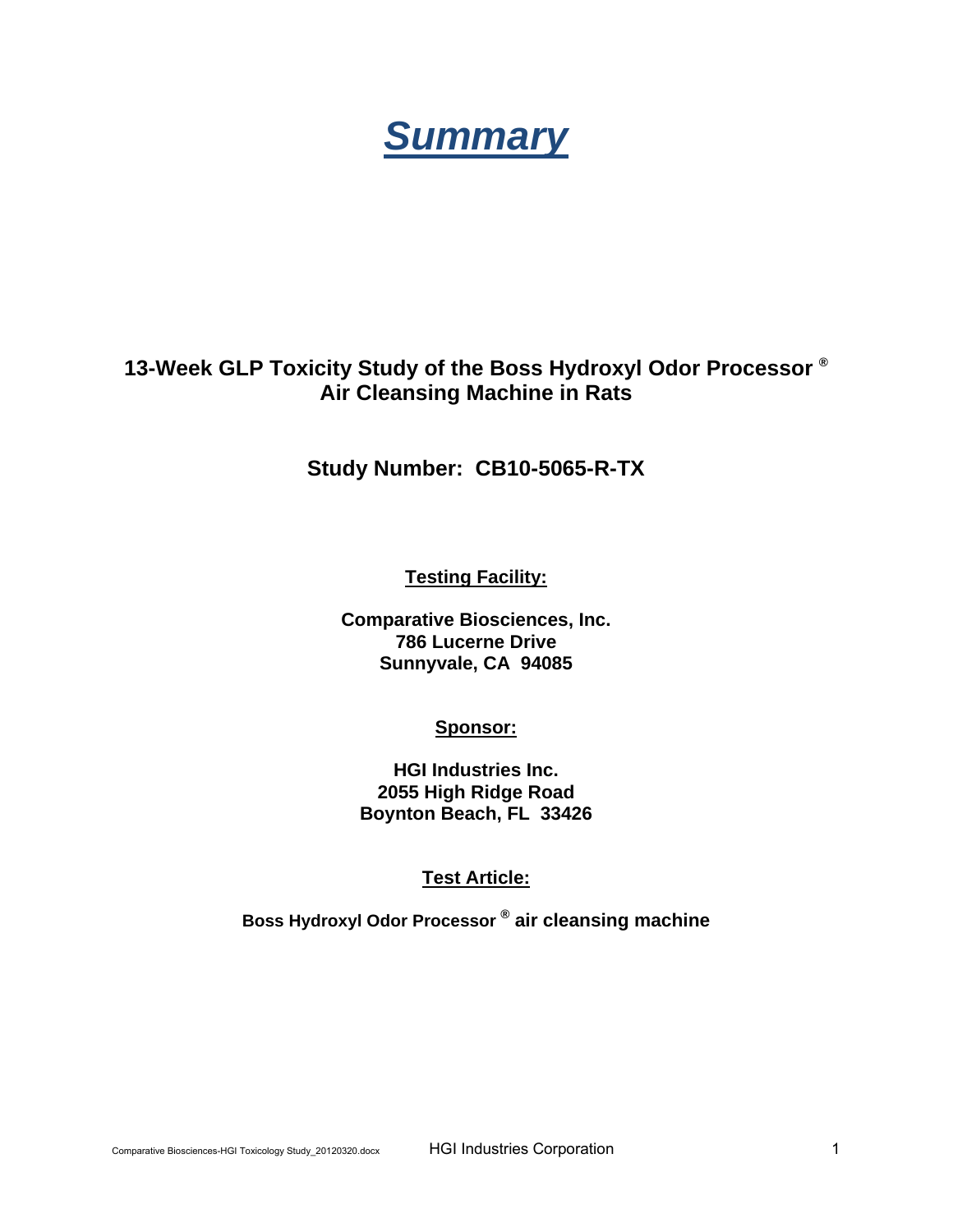# *Summary*

**13-Week GLP Toxicity Study of the Boss Hydroxyl Odor Processor ® Air Cleansing Machine in Rats**

**Study Number: CB10-5065-R-TX**

**Testing Facility:**

**Comparative Biosciences, Inc.**
**786 Lucerne Drive**
**Sunnyvale, CA 94085**

**Sponsor:**

**HGI Industries Inc.**
**2055 High Ridge Road**
**Boynton Beach, FL 33426**

**Test Article:**

**Boss Hydroxyl Odor Processor ® air cleansing machine**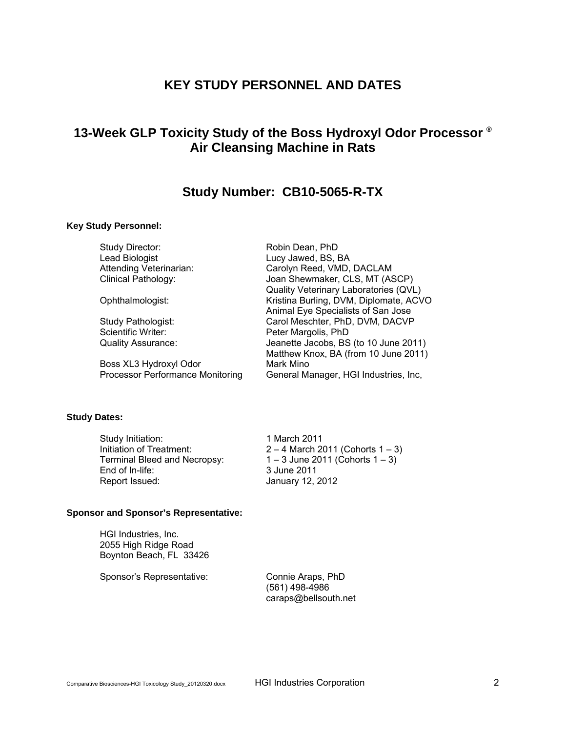# KEY STUDY PERSONNEL AND DATES

## 13-Week GLP Toxicity Study of the Boss Hydroxyl Odor Processor ® Air Cleansing Machine in Rats

## Study Number: CB10-5065-R-TX

**Key Study Personnel:**

| | |
|---|---|
| Study Director: | Robin Dean, PhD |
| Lead Biologist | Lucy Jawed, BS, BA |
| Attending Veterinarian: | Carolyn Reed, VMD, DACLAM |
| Clinical Pathology: | Joan Shewmaker, CLS, MT (ASCP)<br>Quality Veterinary Laboratories (QVL) |
| Ophthalmologist: | Kristina Burling, DVM, Diplomate, ACVO<br>Animal Eye Specialists of San Jose |
| Study Pathologist: | Carol Meschter, PhD, DVM, DACVP |
| Scientific Writer: | Peter Margolis, PhD |
| Quality Assurance: | Jeanette Jacobs, BS (to 10 June 2011)<br>Matthew Knox, BA (from 10 June 2011) |
| Boss XL3 Hydroxyl Odor Processor Performance Monitoring | Mark Mino<br>General Manager, HGI Industries, Inc, |

**Study Dates:**

| | |
|---|---|
| Study Initiation: | 1 March 2011 |
| Initiation of Treatment: | 2 – 4 March 2011 (Cohorts 1 – 3) |
| Terminal Bleed and Necropsy: | 1 – 3 June 2011 (Cohorts 1 – 3) |
| End of In-life: | 3 June 2011 |
| Report Issued: | January 12, 2012 |

**Sponsor and Sponsor's Representative:**

HGI Industries, Inc.
2055 High Ridge Road
Boynton Beach, FL 33426

Sponsor's Representative: Connie Araps, PhD
(561) 498-4986
caraps@bellsouth.net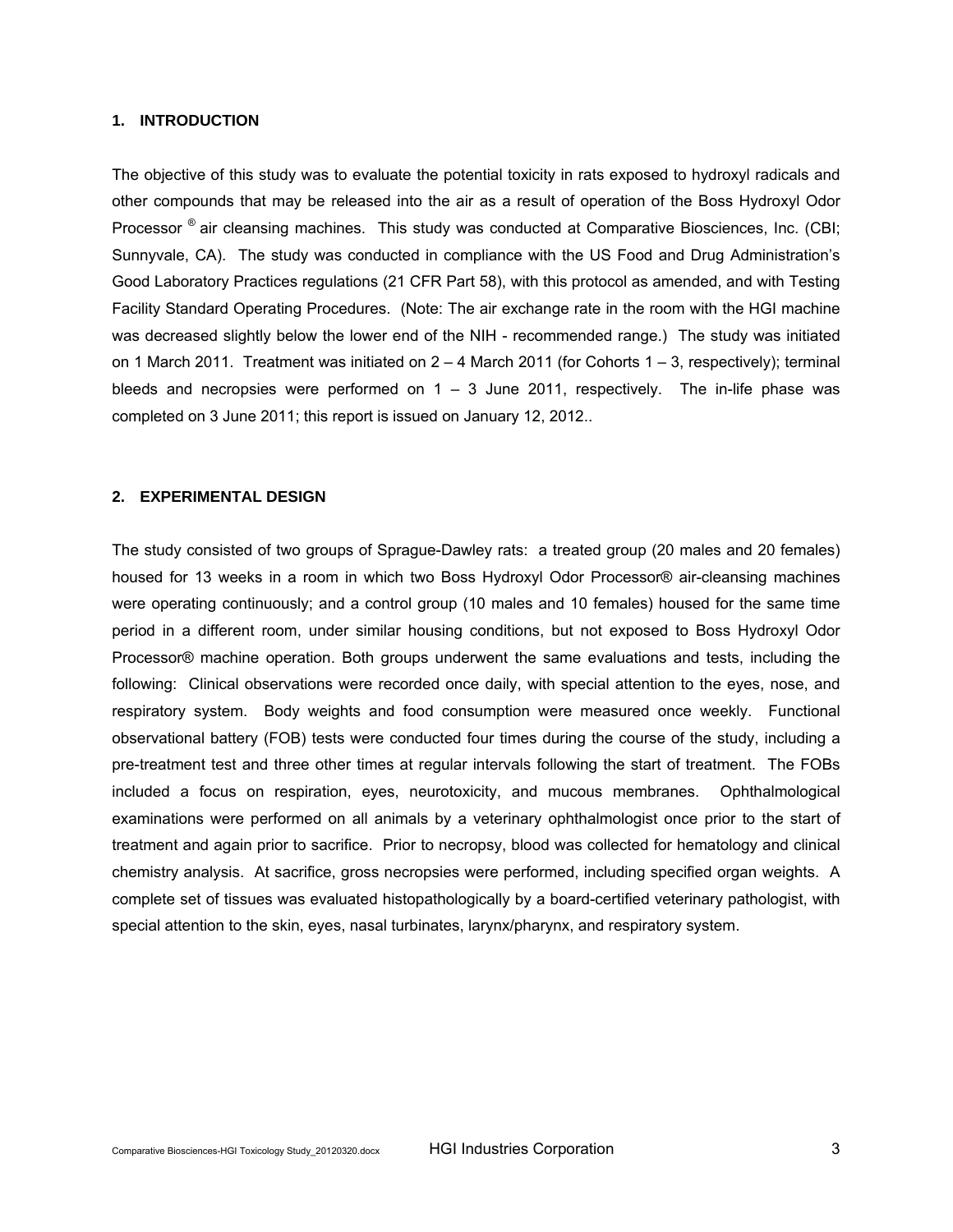## 1. INTRODUCTION

The objective of this study was to evaluate the potential toxicity in rats exposed to hydroxyl radicals and other compounds that may be released into the air as a result of operation of the Boss Hydroxyl Odor Processor ® air cleansing machines. This study was conducted at Comparative Biosciences, Inc. (CBI; Sunnyvale, CA). The study was conducted in compliance with the US Food and Drug Administration's Good Laboratory Practices regulations (21 CFR Part 58), with this protocol as amended, and with Testing Facility Standard Operating Procedures. (Note: The air exchange rate in the room with the HGI machine was decreased slightly below the lower end of the NIH - recommended range.) The study was initiated on 1 March 2011. Treatment was initiated on 2 – 4 March 2011 (for Cohorts 1 – 3, respectively); terminal bleeds and necropsies were performed on 1 – 3 June 2011, respectively. The in-life phase was completed on 3 June 2011; this report is issued on January 12, 2012..

## 2. EXPERIMENTAL DESIGN

The study consisted of two groups of Sprague-Dawley rats: a treated group (20 males and 20 females) housed for 13 weeks in a room in which two Boss Hydroxyl Odor Processor® air-cleansing machines were operating continuously; and a control group (10 males and 10 females) housed for the same time period in a different room, under similar housing conditions, but not exposed to Boss Hydroxyl Odor Processor® machine operation. Both groups underwent the same evaluations and tests, including the following: Clinical observations were recorded once daily, with special attention to the eyes, nose, and respiratory system. Body weights and food consumption were measured once weekly. Functional observational battery (FOB) tests were conducted four times during the course of the study, including a pre-treatment test and three other times at regular intervals following the start of treatment. The FOBs included a focus on respiration, eyes, neurotoxicity, and mucous membranes. Ophthalmological examinations were performed on all animals by a veterinary ophthalmologist once prior to the start of treatment and again prior to sacrifice. Prior to necropsy, blood was collected for hematology and clinical chemistry analysis. At sacrifice, gross necropsies were performed, including specified organ weights. A complete set of tissues was evaluated histopathologically by a board-certified veterinary pathologist, with special attention to the skin, eyes, nasal turbinates, larynx/pharynx, and respiratory system.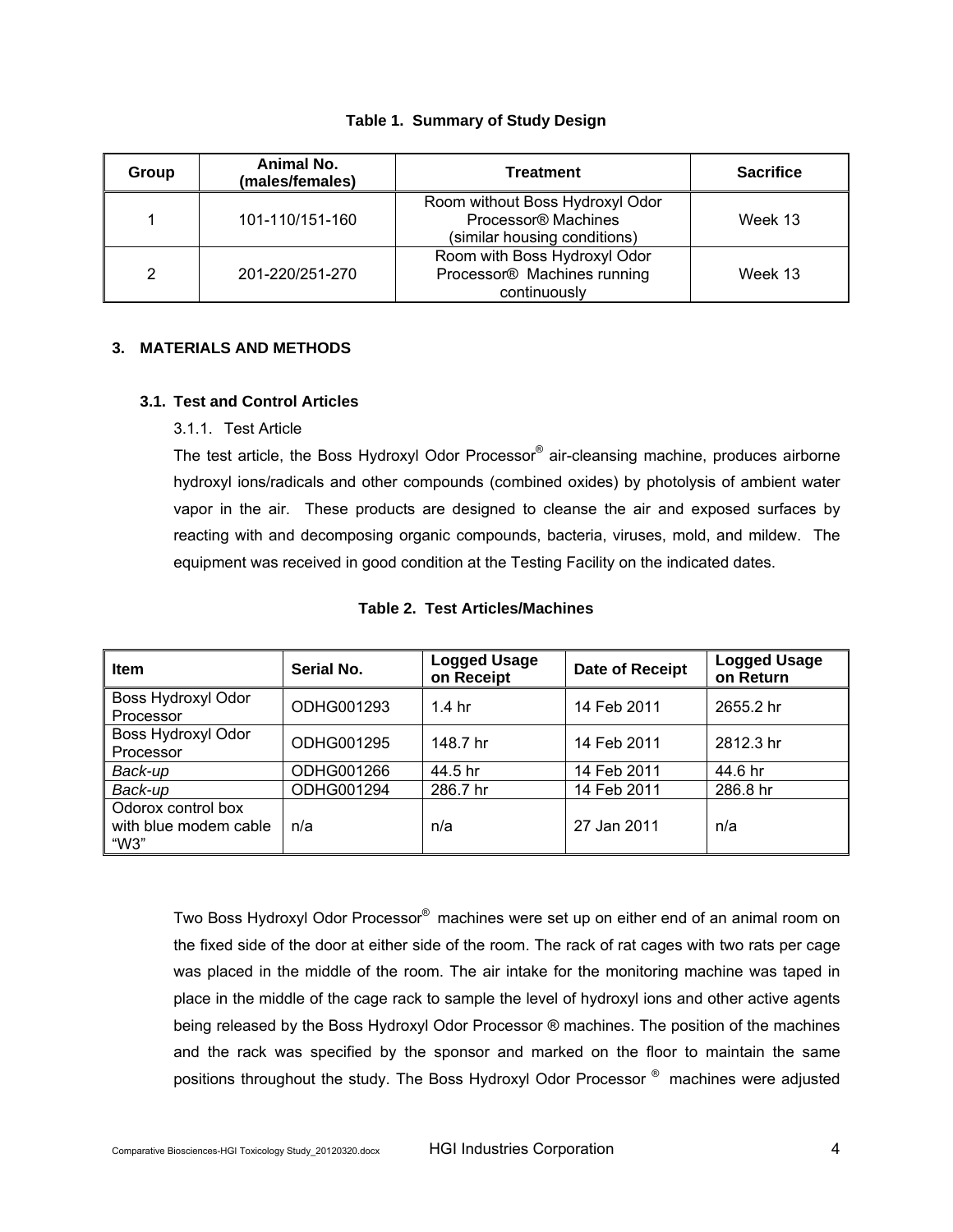**Table 1. Summary of Study Design**

| Group | Animal No. (males/females) | Treatment | Sacrifice |
|---|---|---|---|
| 1 | 101-110/151-160 | Room without Boss Hydroxyl Odor Processor® Machines (similar housing conditions) | Week 13 |
| 2 | 201-220/251-270 | Room with Boss Hydroxyl Odor Processor® Machines running continuously | Week 13 |

## 3. MATERIALS AND METHODS

### 3.1. Test and Control Articles

3.1.1. Test Article

The test article, the Boss Hydroxyl Odor Processor® air-cleansing machine, produces airborne hydroxyl ions/radicals and other compounds (combined oxides) by photolysis of ambient water vapor in the air. These products are designed to cleanse the air and exposed surfaces by reacting with and decomposing organic compounds, bacteria, viruses, mold, and mildew. The equipment was received in good condition at the Testing Facility on the indicated dates.

**Table 2. Test Articles/Machines**

| Item | Serial No. | Logged Usage on Receipt | Date of Receipt | Logged Usage on Return |
|---|---|---|---|---|
| Boss Hydroxyl Odor Processor | ODHG001293 | 1.4 hr | 14 Feb 2011 | 2655.2 hr |
| Boss Hydroxyl Odor Processor | ODHG001295 | 148.7 hr | 14 Feb 2011 | 2812.3 hr |
| *Back-up* | ODHG001266 | 44.5 hr | 14 Feb 2011 | 44.6 hr |
| *Back-up* | ODHG001294 | 286.7 hr | 14 Feb 2011 | 286.8 hr |
| Odorox control box with blue modem cable "W3" | n/a | n/a | 27 Jan 2011 | n/a |

Two Boss Hydroxyl Odor Processor® machines were set up on either end of an animal room on the fixed side of the door at either side of the room. The rack of rat cages with two rats per cage was placed in the middle of the room. The air intake for the monitoring machine was taped in place in the middle of the cage rack to sample the level of hydroxyl ions and other active agents being released by the Boss Hydroxyl Odor Processor ® machines. The position of the machines and the rack was specified by the sponsor and marked on the floor to maintain the same positions throughout the study. The Boss Hydroxyl Odor Processor ® machines were adjusted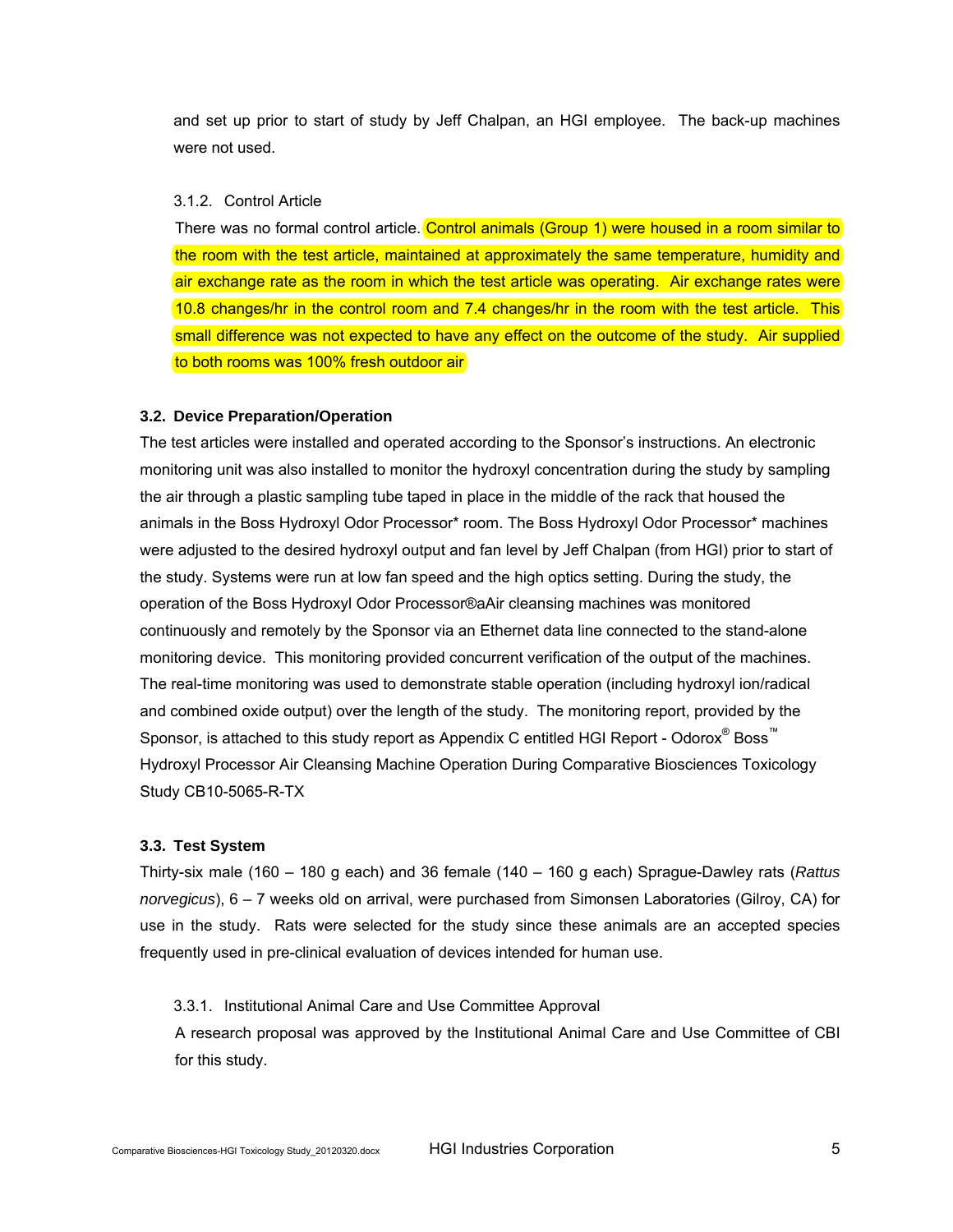and set up prior to start of study by Jeff Chalpan, an HGI employee. The back-up machines were not used.

3.1.2. Control Article

There was no formal control article. Control animals (Group 1) were housed in a room similar to the room with the test article, maintained at approximately the same temperature, humidity and air exchange rate as the room in which the test article was operating. Air exchange rates were 10.8 changes/hr in the control room and 7.4 changes/hr in the room with the test article. This small difference was not expected to have any effect on the outcome of the study. Air supplied to both rooms was 100% fresh outdoor air

### 3.2. Device Preparation/Operation

The test articles were installed and operated according to the Sponsor's instructions. An electronic monitoring unit was also installed to monitor the hydroxyl concentration during the study by sampling the air through a plastic sampling tube taped in place in the middle of the rack that housed the animals in the Boss Hydroxyl Odor Processor* room. The Boss Hydroxyl Odor Processor* machines were adjusted to the desired hydroxyl output and fan level by Jeff Chalpan (from HGI) prior to start of the study. Systems were run at low fan speed and the high optics setting. During the study, the operation of the Boss Hydroxyl Odor Processor®aAir cleansing machines was monitored continuously and remotely by the Sponsor via an Ethernet data line connected to the stand-alone monitoring device. This monitoring provided concurrent verification of the output of the machines. The real-time monitoring was used to demonstrate stable operation (including hydroxyl ion/radical and combined oxide output) over the length of the study. The monitoring report, provided by the Sponsor, is attached to this study report as Appendix C entitled HGI Report - Odorox® Boss™ Hydroxyl Processor Air Cleansing Machine Operation During Comparative Biosciences Toxicology Study CB10-5065-R-TX

### 3.3. Test System

Thirty-six male (160 – 180 g each) and 36 female (140 – 160 g each) Sprague-Dawley rats (*Rattus norvegicus*), 6 – 7 weeks old on arrival, were purchased from Simonsen Laboratories (Gilroy, CA) for use in the study. Rats were selected for the study since these animals are an accepted species frequently used in pre-clinical evaluation of devices intended for human use.

3.3.1. Institutional Animal Care and Use Committee Approval

A research proposal was approved by the Institutional Animal Care and Use Committee of CBI for this study.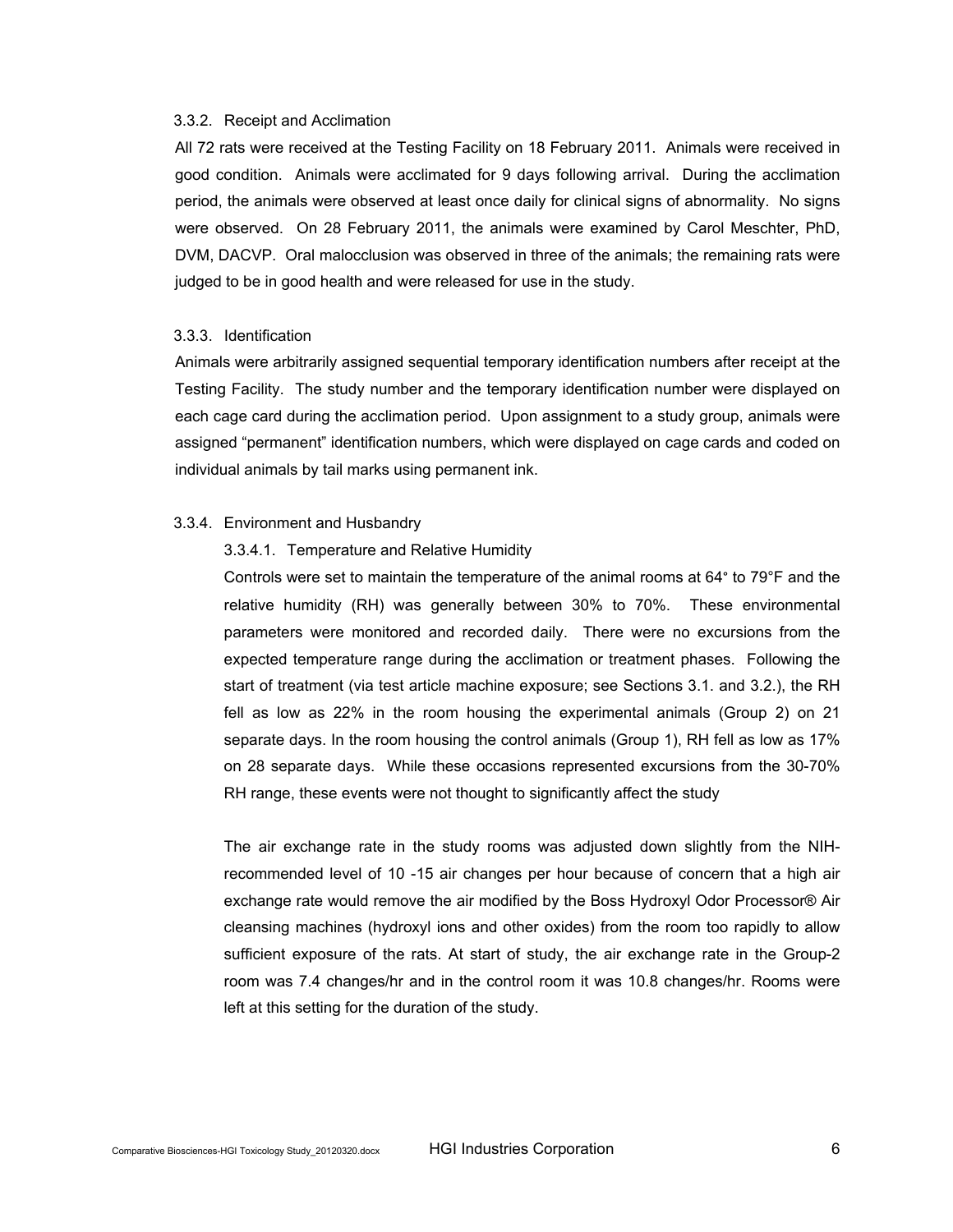### 3.3.2. Receipt and Acclimation

All 72 rats were received at the Testing Facility on 18 February 2011. Animals were received in good condition. Animals were acclimated for 9 days following arrival. During the acclimation period, the animals were observed at least once daily for clinical signs of abnormality. No signs were observed. On 28 February 2011, the animals were examined by Carol Meschter, PhD, DVM, DACVP. Oral malocclusion was observed in three of the animals; the remaining rats were judged to be in good health and were released for use in the study.

### 3.3.3. Identification

Animals were arbitrarily assigned sequential temporary identification numbers after receipt at the Testing Facility. The study number and the temporary identification number were displayed on each cage card during the acclimation period. Upon assignment to a study group, animals were assigned "permanent" identification numbers, which were displayed on cage cards and coded on individual animals by tail marks using permanent ink.

### 3.3.4. Environment and Husbandry

#### 3.3.4.1. Temperature and Relative Humidity

Controls were set to maintain the temperature of the animal rooms at 64° to 79°F and the relative humidity (RH) was generally between 30% to 70%. These environmental parameters were monitored and recorded daily. There were no excursions from the expected temperature range during the acclimation or treatment phases. Following the start of treatment (via test article machine exposure; see Sections 3.1. and 3.2.), the RH fell as low as 22% in the room housing the experimental animals (Group 2) on 21 separate days. In the room housing the control animals (Group 1), RH fell as low as 17% on 28 separate days. While these occasions represented excursions from the 30-70% RH range, these events were not thought to significantly affect the study

The air exchange rate in the study rooms was adjusted down slightly from the NIH-recommended level of 10 -15 air changes per hour because of concern that a high air exchange rate would remove the air modified by the Boss Hydroxyl Odor Processor® Air cleansing machines (hydroxyl ions and other oxides) from the room too rapidly to allow sufficient exposure of the rats. At start of study, the air exchange rate in the Group-2 room was 7.4 changes/hr and in the control room it was 10.8 changes/hr. Rooms were left at this setting for the duration of the study.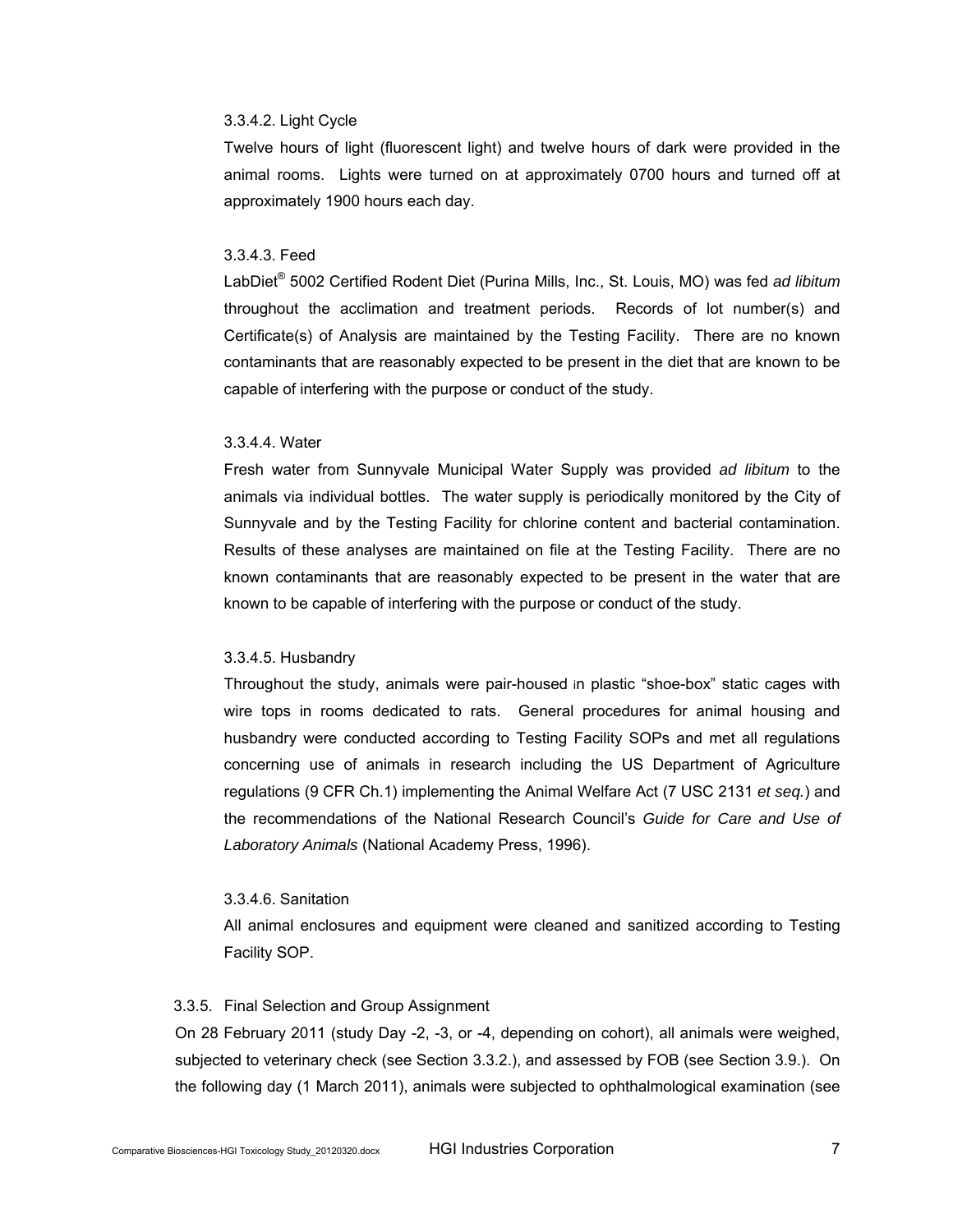#### 3.3.4.2. Light Cycle

Twelve hours of light (fluorescent light) and twelve hours of dark were provided in the animal rooms. Lights were turned on at approximately 0700 hours and turned off at approximately 1900 hours each day.

#### 3.3.4.3. Feed

LabDiet® 5002 Certified Rodent Diet (Purina Mills, Inc., St. Louis, MO) was fed *ad libitum* throughout the acclimation and treatment periods. Records of lot number(s) and Certificate(s) of Analysis are maintained by the Testing Facility. There are no known contaminants that are reasonably expected to be present in the diet that are known to be capable of interfering with the purpose or conduct of the study.

#### 3.3.4.4. Water

Fresh water from Sunnyvale Municipal Water Supply was provided *ad libitum* to the animals via individual bottles. The water supply is periodically monitored by the City of Sunnyvale and by the Testing Facility for chlorine content and bacterial contamination. Results of these analyses are maintained on file at the Testing Facility. There are no known contaminants that are reasonably expected to be present in the water that are known to be capable of interfering with the purpose or conduct of the study.

#### 3.3.4.5. Husbandry

Throughout the study, animals were pair-housed in plastic "shoe-box" static cages with wire tops in rooms dedicated to rats. General procedures for animal housing and husbandry were conducted according to Testing Facility SOPs and met all regulations concerning use of animals in research including the US Department of Agriculture regulations (9 CFR Ch.1) implementing the Animal Welfare Act (7 USC 2131 *et seq.*) and the recommendations of the National Research Council's *Guide for Care and Use of Laboratory Animals* (National Academy Press, 1996).

#### 3.3.4.6. Sanitation

All animal enclosures and equipment were cleaned and sanitized according to Testing Facility SOP.

### 3.3.5. Final Selection and Group Assignment

On 28 February 2011 (study Day -2, -3, or -4, depending on cohort), all animals were weighed, subjected to veterinary check (see Section 3.3.2.), and assessed by FOB (see Section 3.9.). On the following day (1 March 2011), animals were subjected to ophthalmological examination (see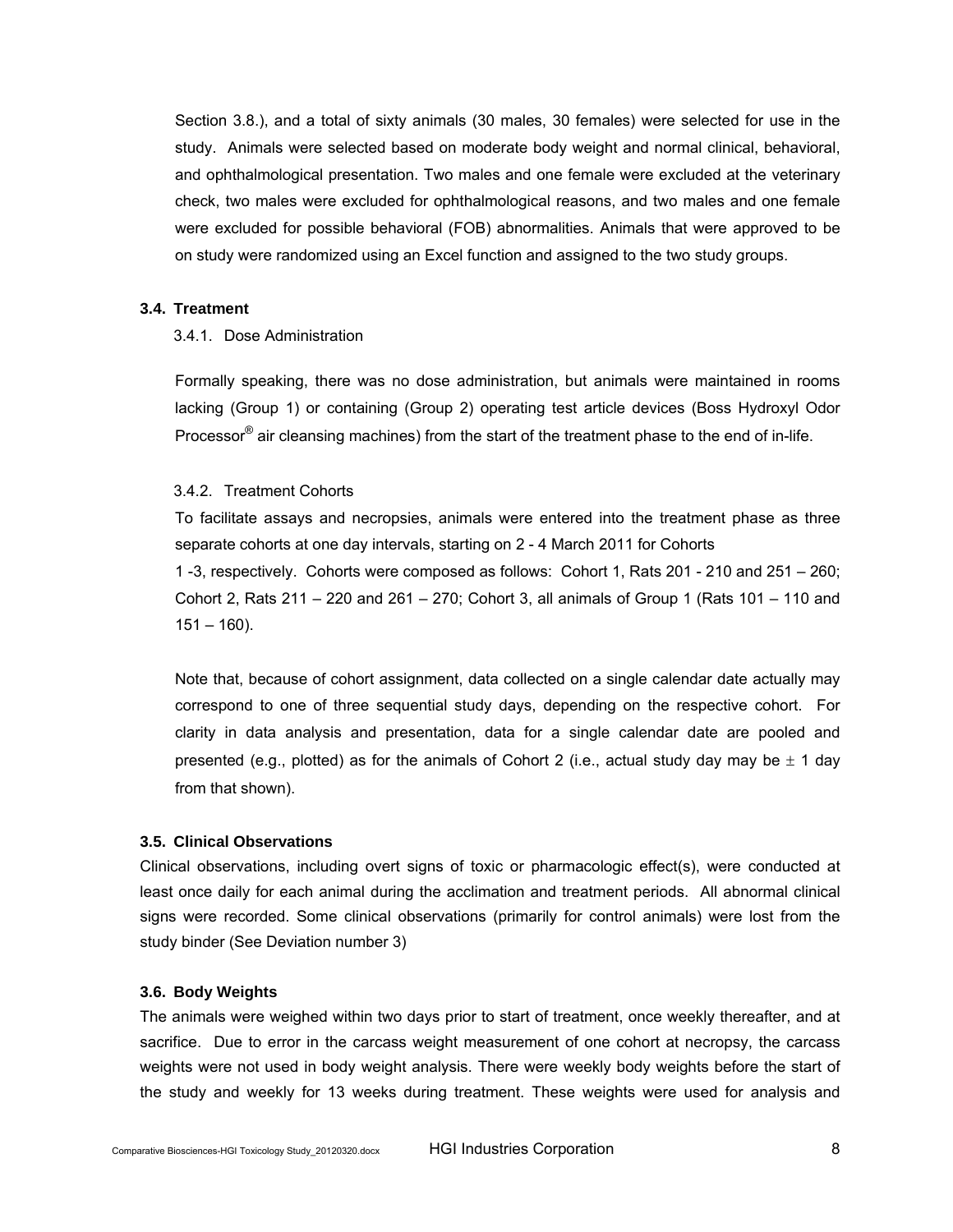Section 3.8.), and a total of sixty animals (30 males, 30 females) were selected for use in the study. Animals were selected based on moderate body weight and normal clinical, behavioral, and ophthalmological presentation. Two males and one female were excluded at the veterinary check, two males were excluded for ophthalmological reasons, and two males and one female were excluded for possible behavioral (FOB) abnormalities. Animals that were approved to be on study were randomized using an Excel function and assigned to the two study groups.

### 3.4. Treatment

#### 3.4.1. Dose Administration

Formally speaking, there was no dose administration, but animals were maintained in rooms lacking (Group 1) or containing (Group 2) operating test article devices (Boss Hydroxyl Odor Processor® air cleansing machines) from the start of the treatment phase to the end of in-life.

#### 3.4.2. Treatment Cohorts

To facilitate assays and necropsies, animals were entered into the treatment phase as three separate cohorts at one day intervals, starting on 2 - 4 March 2011 for Cohorts 1 -3, respectively. Cohorts were composed as follows: Cohort 1, Rats 201 - 210 and 251 – 260; Cohort 2, Rats 211 – 220 and 261 – 270; Cohort 3, all animals of Group 1 (Rats 101 – 110 and 151 – 160).

Note that, because of cohort assignment, data collected on a single calendar date actually may correspond to one of three sequential study days, depending on the respective cohort. For clarity in data analysis and presentation, data for a single calendar date are pooled and presented (e.g., plotted) as for the animals of Cohort 2 (i.e., actual study day may be $\pm$ 1 day from that shown).

### 3.5. Clinical Observations

Clinical observations, including overt signs of toxic or pharmacologic effect(s), were conducted at least once daily for each animal during the acclimation and treatment periods. All abnormal clinical signs were recorded. Some clinical observations (primarily for control animals) were lost from the study binder (See Deviation number 3)

### 3.6. Body Weights

The animals were weighed within two days prior to start of treatment, once weekly thereafter, and at sacrifice. Due to error in the carcass weight measurement of one cohort at necropsy, the carcass weights were not used in body weight analysis. There were weekly body weights before the start of the study and weekly for 13 weeks during treatment. These weights were used for analysis and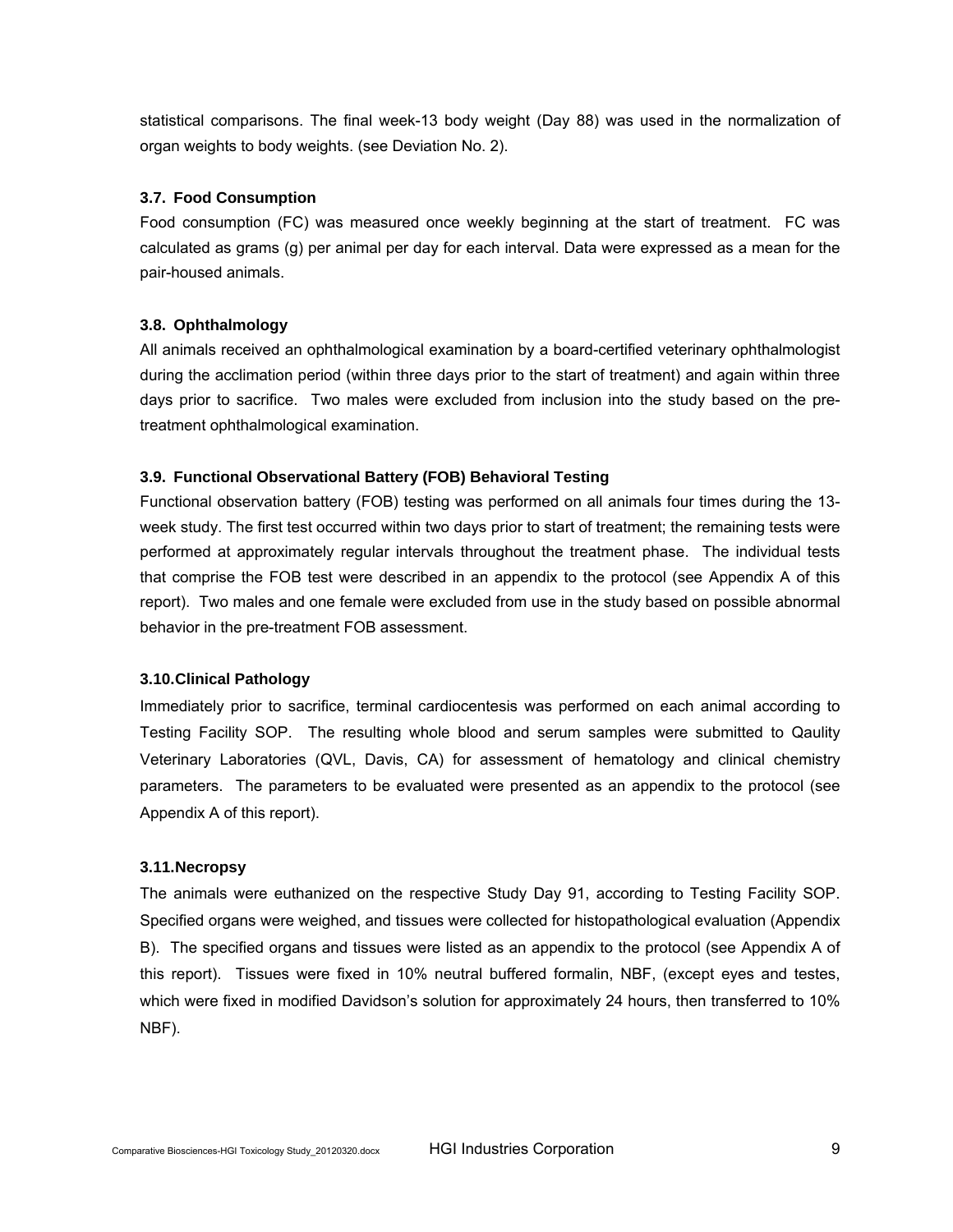statistical comparisons. The final week-13 body weight (Day 88) was used in the normalization of organ weights to body weights. (see Deviation No. 2).

### 3.7. Food Consumption

Food consumption (FC) was measured once weekly beginning at the start of treatment. FC was calculated as grams (g) per animal per day for each interval. Data were expressed as a mean for the pair-housed animals.

### 3.8. Ophthalmology

All animals received an ophthalmological examination by a board-certified veterinary ophthalmologist during the acclimation period (within three days prior to the start of treatment) and again within three days prior to sacrifice. Two males were excluded from inclusion into the study based on the pre-treatment ophthalmological examination.

### 3.9. Functional Observational Battery (FOB) Behavioral Testing

Functional observation battery (FOB) testing was performed on all animals four times during the 13-week study. The first test occurred within two days prior to start of treatment; the remaining tests were performed at approximately regular intervals throughout the treatment phase. The individual tests that comprise the FOB test were described in an appendix to the protocol (see Appendix A of this report). Two males and one female were excluded from use in the study based on possible abnormal behavior in the pre-treatment FOB assessment.

### 3.10. Clinical Pathology

Immediately prior to sacrifice, terminal cardiocentesis was performed on each animal according to Testing Facility SOP. The resulting whole blood and serum samples were submitted to Qaulity Veterinary Laboratories (QVL, Davis, CA) for assessment of hematology and clinical chemistry parameters. The parameters to be evaluated were presented as an appendix to the protocol (see Appendix A of this report).

### 3.11. Necropsy

The animals were euthanized on the respective Study Day 91, according to Testing Facility SOP. Specified organs were weighed, and tissues were collected for histopathological evaluation (Appendix B). The specified organs and tissues were listed as an appendix to the protocol (see Appendix A of this report). Tissues were fixed in 10% neutral buffered formalin, NBF, (except eyes and testes, which were fixed in modified Davidson's solution for approximately 24 hours, then transferred to 10% NBF).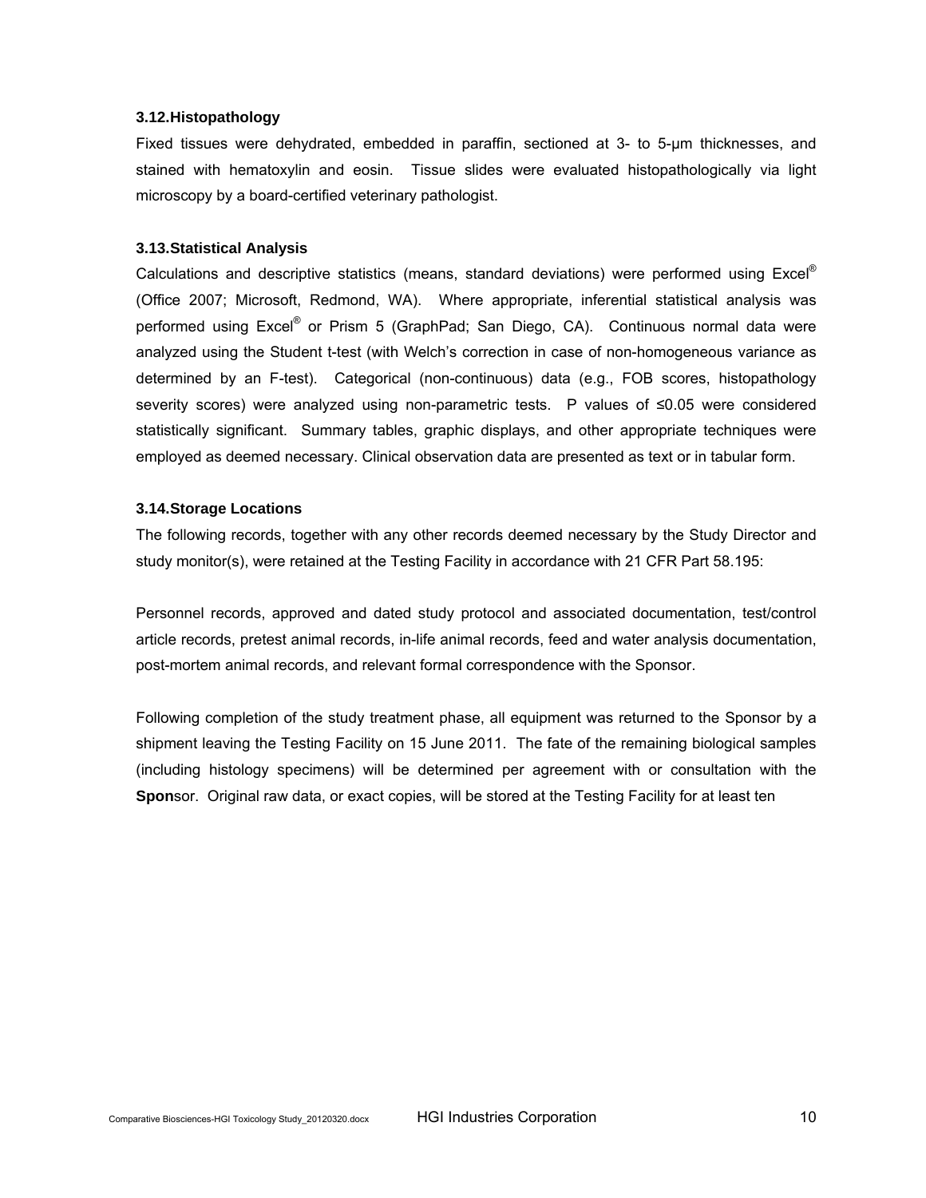### 3.12. Histopathology

Fixed tissues were dehydrated, embedded in paraffin, sectioned at 3- to 5-μm thicknesses, and stained with hematoxylin and eosin. Tissue slides were evaluated histopathologically via light microscopy by a board-certified veterinary pathologist.

### 3.13. Statistical Analysis

Calculations and descriptive statistics (means, standard deviations) were performed using Excel® (Office 2007; Microsoft, Redmond, WA). Where appropriate, inferential statistical analysis was performed using Excel® or Prism 5 (GraphPad; San Diego, CA). Continuous normal data were analyzed using the Student t-test (with Welch's correction in case of non-homogeneous variance as determined by an F-test). Categorical (non-continuous) data (e.g., FOB scores, histopathology severity scores) were analyzed using non-parametric tests. P values of ≤0.05 were considered statistically significant. Summary tables, graphic displays, and other appropriate techniques were employed as deemed necessary. Clinical observation data are presented as text or in tabular form.

### 3.14. Storage Locations

The following records, together with any other records deemed necessary by the Study Director and study monitor(s), were retained at the Testing Facility in accordance with 21 CFR Part 58.195:

Personnel records, approved and dated study protocol and associated documentation, test/control article records, pretest animal records, in-life animal records, feed and water analysis documentation, post-mortem animal records, and relevant formal correspondence with the Sponsor.

Following completion of the study treatment phase, all equipment was returned to the Sponsor by a shipment leaving the Testing Facility on 15 June 2011. The fate of the remaining biological samples (including histology specimens) will be determined per agreement with or consultation with the Sponsor. Original raw data, or exact copies, will be stored at the Testing Facility for at least ten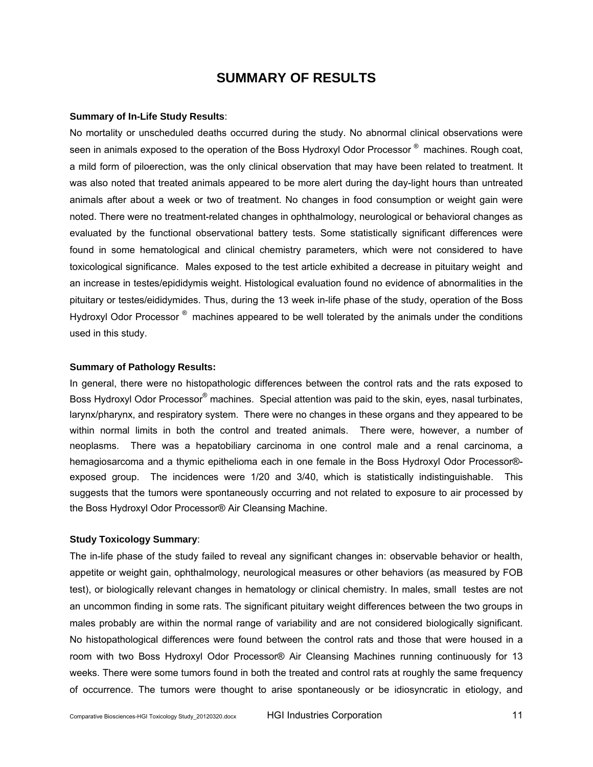# SUMMARY OF RESULTS

**Summary of In-Life Study Results**:

No mortality or unscheduled deaths occurred during the study. No abnormal clinical observations were seen in animals exposed to the operation of the Boss Hydroxyl Odor Processor ® machines. Rough coat, a mild form of piloerection, was the only clinical observation that may have been related to treatment. It was also noted that treated animals appeared to be more alert during the day-light hours than untreated animals after about a week or two of treatment. No changes in food consumption or weight gain were noted. There were no treatment-related changes in ophthalmology, neurological or behavioral changes as evaluated by the functional observational battery tests. Some statistically significant differences were found in some hematological and clinical chemistry parameters, which were not considered to have toxicological significance. Males exposed to the test article exhibited a decrease in pituitary weight and an increase in testes/epididymis weight. Histological evaluation found no evidence of abnormalities in the pituitary or testes/eididymides. Thus, during the 13 week in-life phase of the study, operation of the Boss Hydroxyl Odor Processor ® machines appeared to be well tolerated by the animals under the conditions used in this study.

**Summary of Pathology Results:**

In general, there were no histopathologic differences between the control rats and the rats exposed to Boss Hydroxyl Odor Processor® machines. Special attention was paid to the skin, eyes, nasal turbinates, larynx/pharynx, and respiratory system. There were no changes in these organs and they appeared to be within normal limits in both the control and treated animals. There were, however, a number of neoplasms. There was a hepatobiliary carcinoma in one control male and a renal carcinoma, a hemagiosarcoma and a thymic epithelioma each in one female in the Boss Hydroxyl Odor Processor®-exposed group. The incidences were 1/20 and 3/40, which is statistically indistinguishable. This suggests that the tumors were spontaneously occurring and not related to exposure to air processed by the Boss Hydroxyl Odor Processor® Air Cleansing Machine.

**Study Toxicology Summary**:

The in-life phase of the study failed to reveal any significant changes in: observable behavior or health, appetite or weight gain, ophthalmology, neurological measures or other behaviors (as measured by FOB test), or biologically relevant changes in hematology or clinical chemistry. In males, small testes are not an uncommon finding in some rats. The significant pituitary weight differences between the two groups in males probably are within the normal range of variability and are not considered biologically significant. No histopathological differences were found between the control rats and those that were housed in a room with two Boss Hydroxyl Odor Processor® Air Cleansing Machines running continuously for 13 weeks. There were some tumors found in both the treated and control rats at roughly the same frequency of occurrence. The tumors were thought to arise spontaneously or be idiosyncratic in etiology, and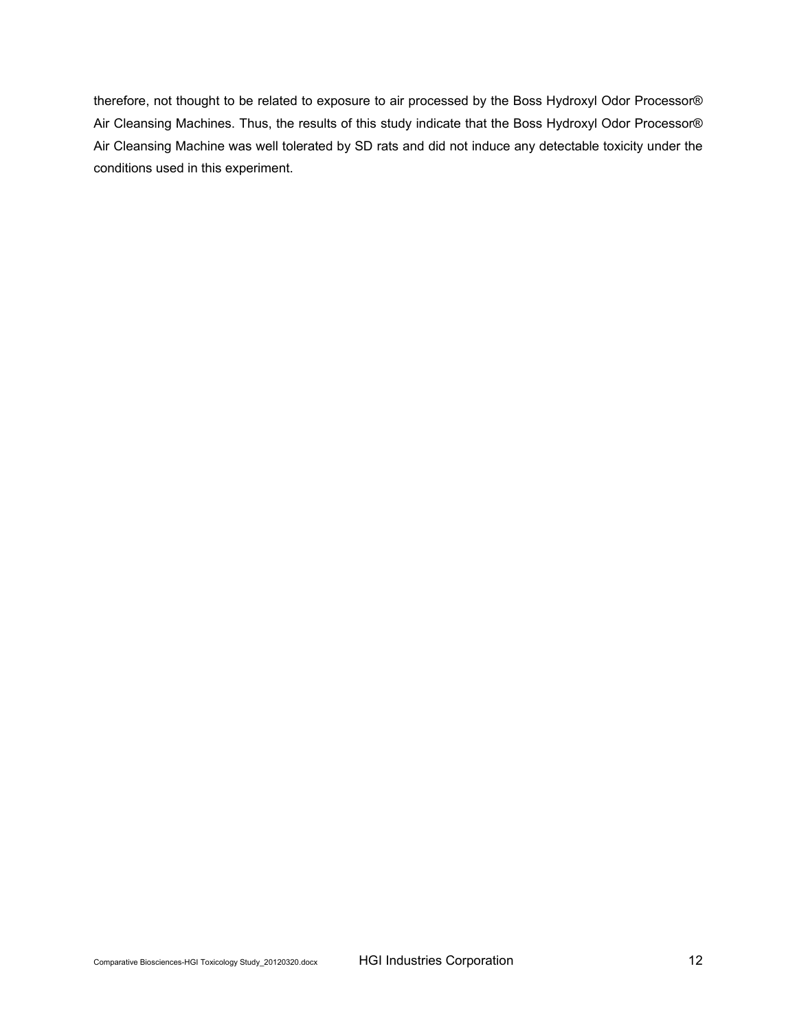therefore, not thought to be related to exposure to air processed by the Boss Hydroxyl Odor Processor® Air Cleansing Machines. Thus, the results of this study indicate that the Boss Hydroxyl Odor Processor® Air Cleansing Machine was well tolerated by SD rats and did not induce any detectable toxicity under the conditions used in this experiment.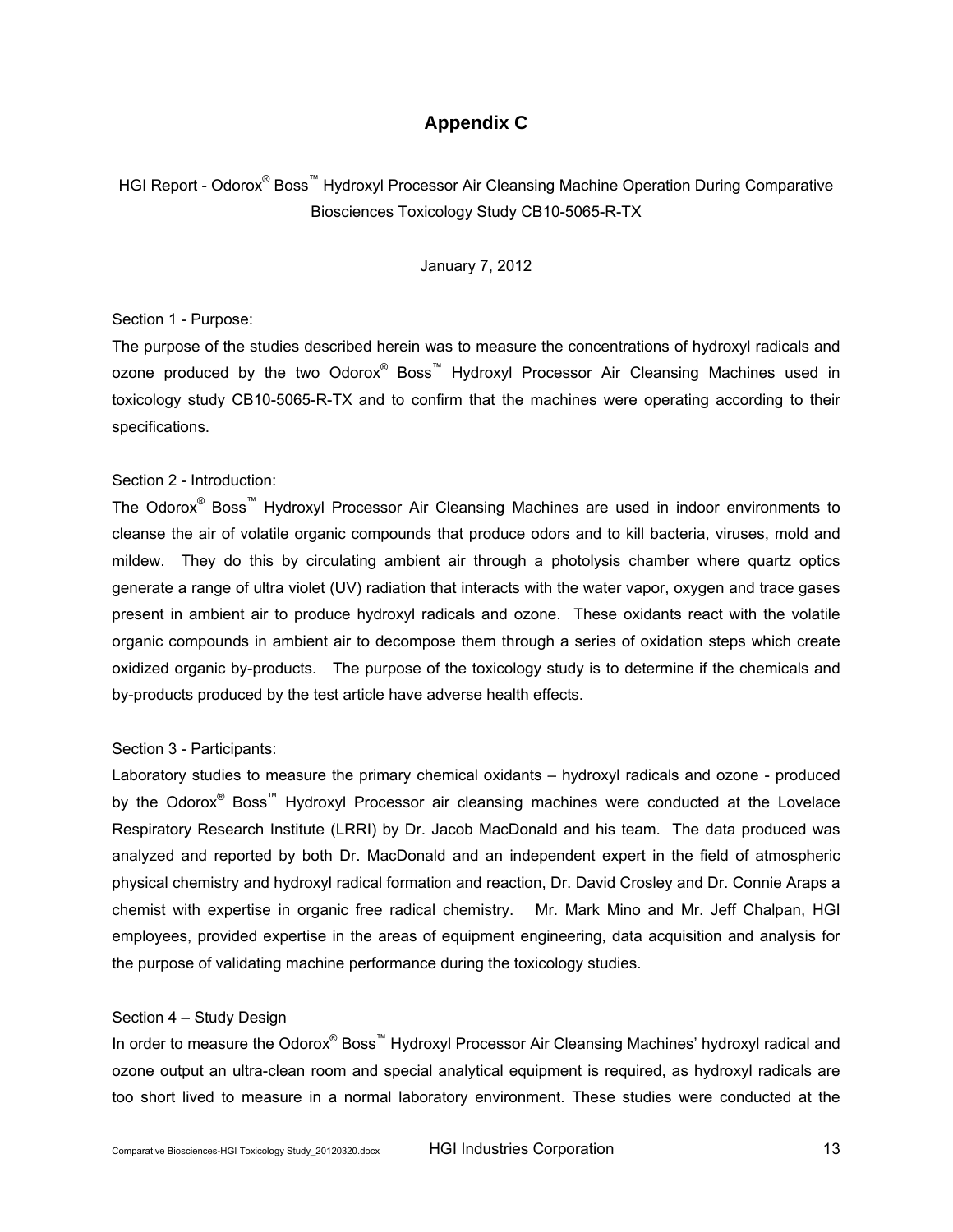## Appendix C

HGI Report - Odorox® Boss™ Hydroxyl Processor Air Cleansing Machine Operation During Comparative Biosciences Toxicology Study CB10-5065-R-TX

January 7, 2012

Section 1 - Purpose:

The purpose of the studies described herein was to measure the concentrations of hydroxyl radicals and ozone produced by the two Odorox® Boss™ Hydroxyl Processor Air Cleansing Machines used in toxicology study CB10-5065-R-TX and to confirm that the machines were operating according to their specifications.

Section 2 - Introduction:

The Odorox® Boss™ Hydroxyl Processor Air Cleansing Machines are used in indoor environments to cleanse the air of volatile organic compounds that produce odors and to kill bacteria, viruses, mold and mildew. They do this by circulating ambient air through a photolysis chamber where quartz optics generate a range of ultra violet (UV) radiation that interacts with the water vapor, oxygen and trace gases present in ambient air to produce hydroxyl radicals and ozone. These oxidants react with the volatile organic compounds in ambient air to decompose them through a series of oxidation steps which create oxidized organic by-products. The purpose of the toxicology study is to determine if the chemicals and by-products produced by the test article have adverse health effects.

Section 3 - Participants:

Laboratory studies to measure the primary chemical oxidants – hydroxyl radicals and ozone - produced by the Odorox® Boss™ Hydroxyl Processor air cleansing machines were conducted at the Lovelace Respiratory Research Institute (LRRI) by Dr. Jacob MacDonald and his team. The data produced was analyzed and reported by both Dr. MacDonald and an independent expert in the field of atmospheric physical chemistry and hydroxyl radical formation and reaction, Dr. David Crosley and Dr. Connie Araps a chemist with expertise in organic free radical chemistry. Mr. Mark Mino and Mr. Jeff Chalpan, HGI employees, provided expertise in the areas of equipment engineering, data acquisition and analysis for the purpose of validating machine performance during the toxicology studies.

Section 4 – Study Design

In order to measure the Odorox® Boss™ Hydroxyl Processor Air Cleansing Machines' hydroxyl radical and ozone output an ultra-clean room and special analytical equipment is required, as hydroxyl radicals are too short lived to measure in a normal laboratory environment. These studies were conducted at the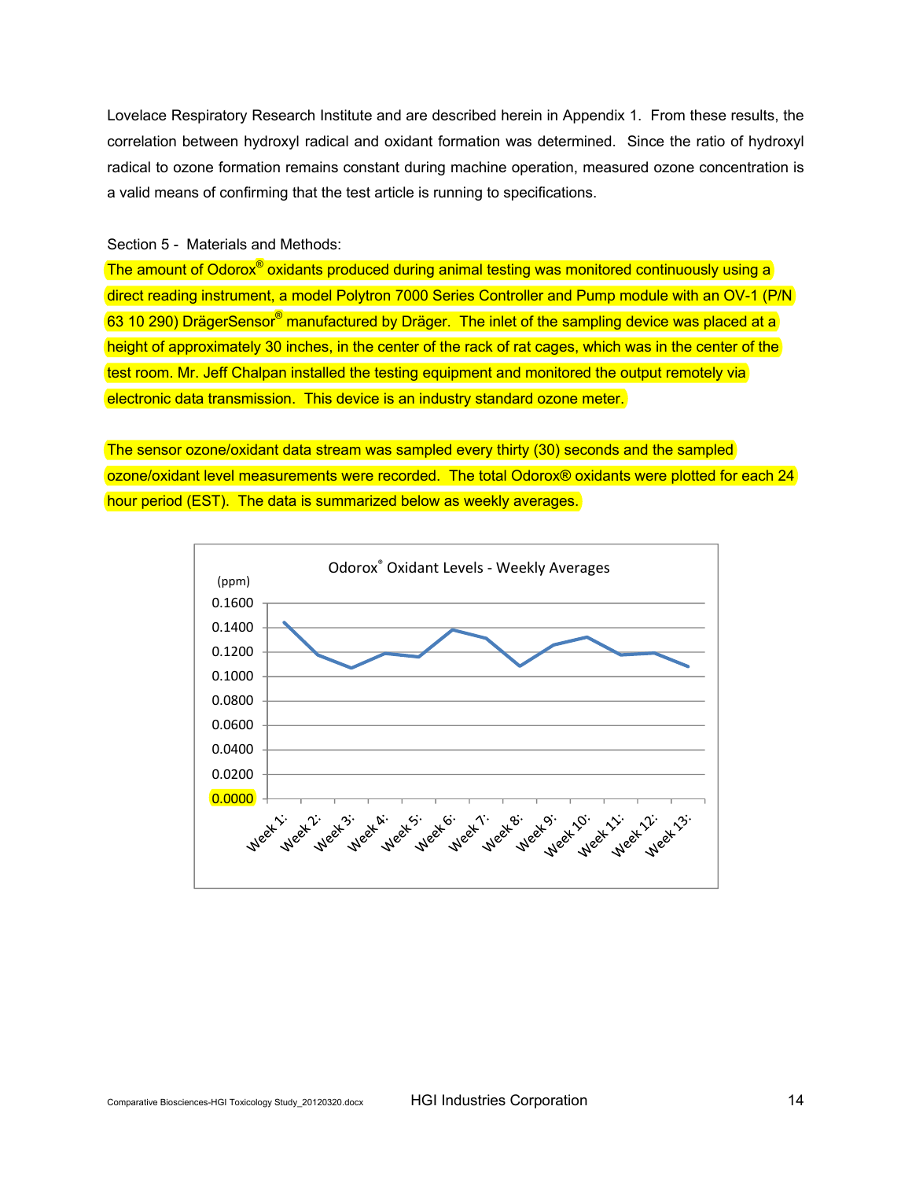Lovelace Respiratory Research Institute and are described herein in Appendix 1. From these results, the correlation between hydroxyl radical and oxidant formation was determined. Since the ratio of hydroxyl radical to ozone formation remains constant during machine operation, measured ozone concentration is a valid means of confirming that the test article is running to specifications.

Section 5 - Materials and Methods:

The amount of Odorox® oxidants produced during animal testing was monitored continuously using a direct reading instrument, a model Polytron 7000 Series Controller and Pump module with an OV-1 (P/N 63 10 290) DrägerSensor® manufactured by Dräger. The inlet of the sampling device was placed at a height of approximately 30 inches, in the center of the rack of rat cages, which was in the center of the test room. Mr. Jeff Chalpan installed the testing equipment and monitored the output remotely via electronic data transmission. This device is an industry standard ozone meter.

The sensor ozone/oxidant data stream was sampled every thirty (30) seconds and the sampled ozone/oxidant level measurements were recorded. The total Odorox® oxidants were plotted for each 24 hour period (EST). The data is summarized below as weekly averages.

**Odorox® Oxidant Levels - Weekly Averages**

(ppm)

0.1600
0.1400
0.1200
0.1000
0.0800
0.0600
0.0400
0.0200
0.0000

Week 1: Week 2: Week 3: Week 4: Week 5: Week 6: Week 7: Week 8: Week 9: Week 10: Week 11: Week 12: Week 13: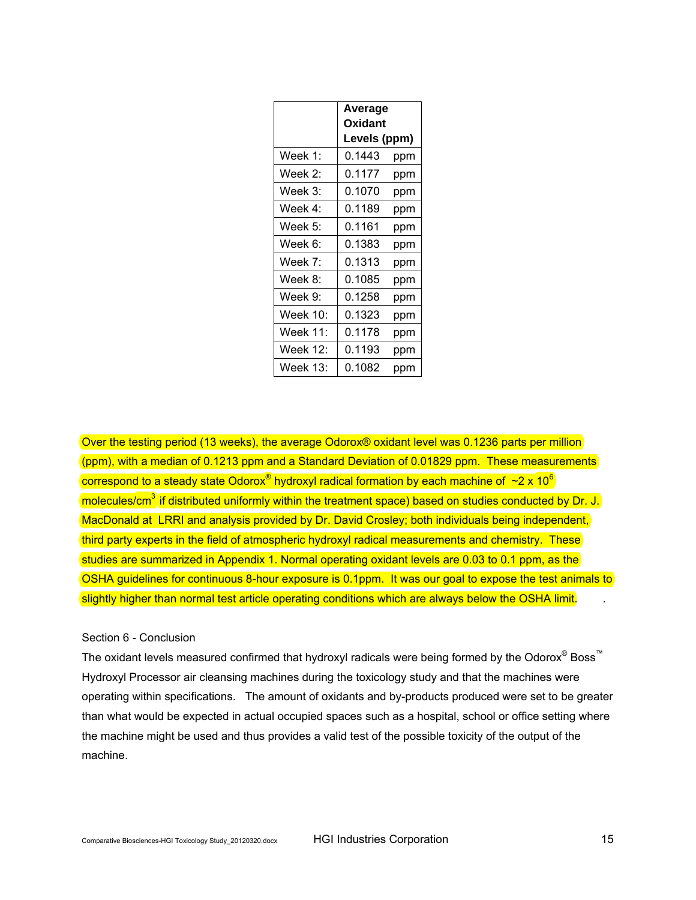| | Average Oxidant Levels (ppm) |
|---|---|
| Week 1: | 0.1443 ppm |
| Week 2: | 0.1177 ppm |
| Week 3: | 0.1070 ppm |
| Week 4: | 0.1189 ppm |
| Week 5: | 0.1161 ppm |
| Week 6: | 0.1383 ppm |
| Week 7: | 0.1313 ppm |
| Week 8: | 0.1085 ppm |
| Week 9: | 0.1258 ppm |
| Week 10: | 0.1323 ppm |
| Week 11: | 0.1178 ppm |
| Week 12: | 0.1193 ppm |
| Week 13: | 0.1082 ppm |

Over the testing period (13 weeks), the average Odorox® oxidant level was 0.1236 parts per million (ppm), with a median of 0.1213 ppm and a Standard Deviation of 0.01829 ppm. These measurements correspond to a steady state Odorox® hydroxyl radical formation by each machine of ~2 x $10^6$ molecules/$cm^3$ if distributed uniformly within the treatment space) based on studies conducted by Dr. J. MacDonald at LRRI and analysis provided by Dr. David Crosley; both individuals being independent, third party experts in the field of atmospheric hydroxyl radical measurements and chemistry. These studies are summarized in Appendix 1. Normal operating oxidant levels are 0.03 to 0.1 ppm, as the OSHA guidelines for continuous 8-hour exposure is 0.1ppm. It was our goal to expose the test animals to slightly higher than normal test article operating conditions which are always below the OSHA limit.

Section 6 - Conclusion

The oxidant levels measured confirmed that hydroxyl radicals were being formed by the Odorox® Boss™ Hydroxyl Processor air cleansing machines during the toxicology study and that the machines were operating within specifications. The amount of oxidants and by-products produced were set to be greater than what would be expected in actual occupied spaces such as a hospital, school or office setting where the machine might be used and thus provides a valid test of the possible toxicity of the output of the machine.